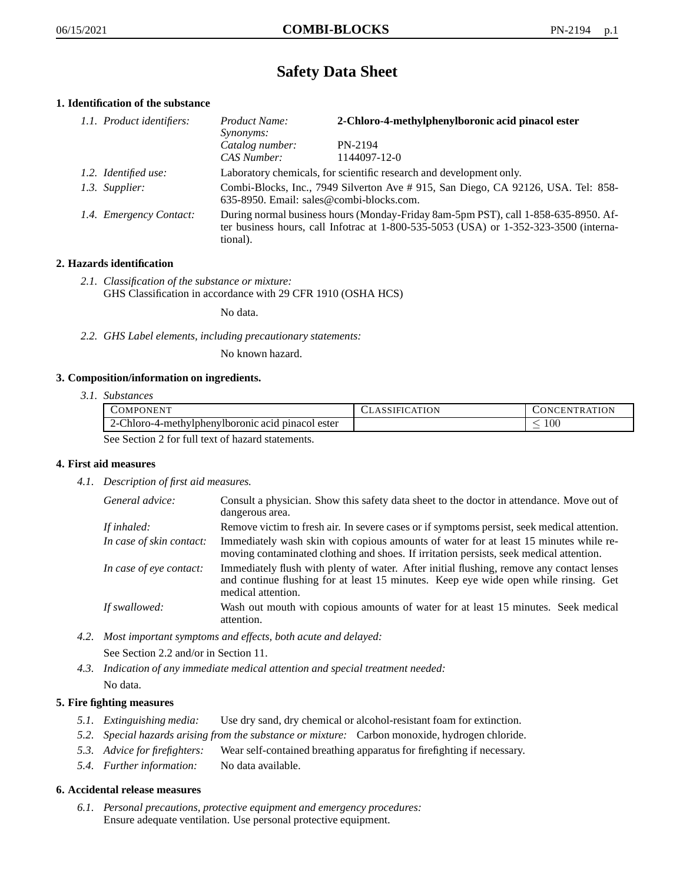# Safety Data Sheet

## 1. Identification of the substance

*1.1. Product identifiers:*

| | |
|---|---|
| *Product Name:* | **2-Chloro-4-methylphenylboronic acid pinacol ester** |
| *Synonyms:* | |
| *Catalog number:* | PN-2194 |
| *CAS Number:* | 1144097-12-0 |

*1.2. Identified use:* Laboratory chemicals, for scientific research and development only.

*1.3. Supplier:* Combi-Blocks, Inc., 7949 Silverton Ave # 915, San Diego, CA 92126, USA. Tel: 858-635-8950. Email: sales@combi-blocks.com.

*1.4. Emergency Contact:* During normal business hours (Monday-Friday 8am-5pm PST), call 1-858-635-8950. After business hours, call Infotrac at 1-800-535-5053 (USA) or 1-352-323-3500 (international).

## 2. Hazards identification

*2.1. Classification of the substance or mixture:*
GHS Classification in accordance with 29 CFR 1910 (OSHA HCS)

No data.

*2.2. GHS Label elements, including precautionary statements:*

No known hazard.

## 3. Composition/information on ingredients.

*3.1. Substances*

| COMPONENT | CLASSIFICATION | CONCENTRATION |
|---|---|---|
| 2-Chloro-4-methylphenylboronic acid pinacol ester | | $\leq 100$ |

See Section 2 for full text of hazard statements.

## 4. First aid measures

*4.1. Description of first aid measures.*

*General advice:* Consult a physician. Show this safety data sheet to the doctor in attendance. Move out of dangerous area.

*If inhaled:* Remove victim to fresh air. In severe cases or if symptoms persist, seek medical attention.

*In case of skin contact:* Immediately wash skin with copious amounts of water for at least 15 minutes while removing contaminated clothing and shoes. If irritation persists, seek medical attention.

*In case of eye contact:* Immediately flush with plenty of water. After initial flushing, remove any contact lenses and continue flushing for at least 15 minutes. Keep eye wide open while rinsing. Get medical attention.

*If swallowed:* Wash out mouth with copious amounts of water for at least 15 minutes. Seek medical attention.

*4.2. Most important symptoms and effects, both acute and delayed:*

See Section 2.2 and/or in Section 11.

*4.3. Indication of any immediate medical attention and special treatment needed:*

No data.

## 5. Fire fighting measures

*5.1. Extinguishing media:* Use dry sand, dry chemical or alcohol-resistant foam for extinction.

*5.2. Special hazards arising from the substance or mixture:* Carbon monoxide, hydrogen chloride.

*5.3. Advice for firefighters:* Wear self-contained breathing apparatus for firefighting if necessary.

*5.4. Further information:* No data available.

## 6. Accidental release measures

*6.1. Personal precautions, protective equipment and emergency procedures:*
Ensure adequate ventilation. Use personal protective equipment.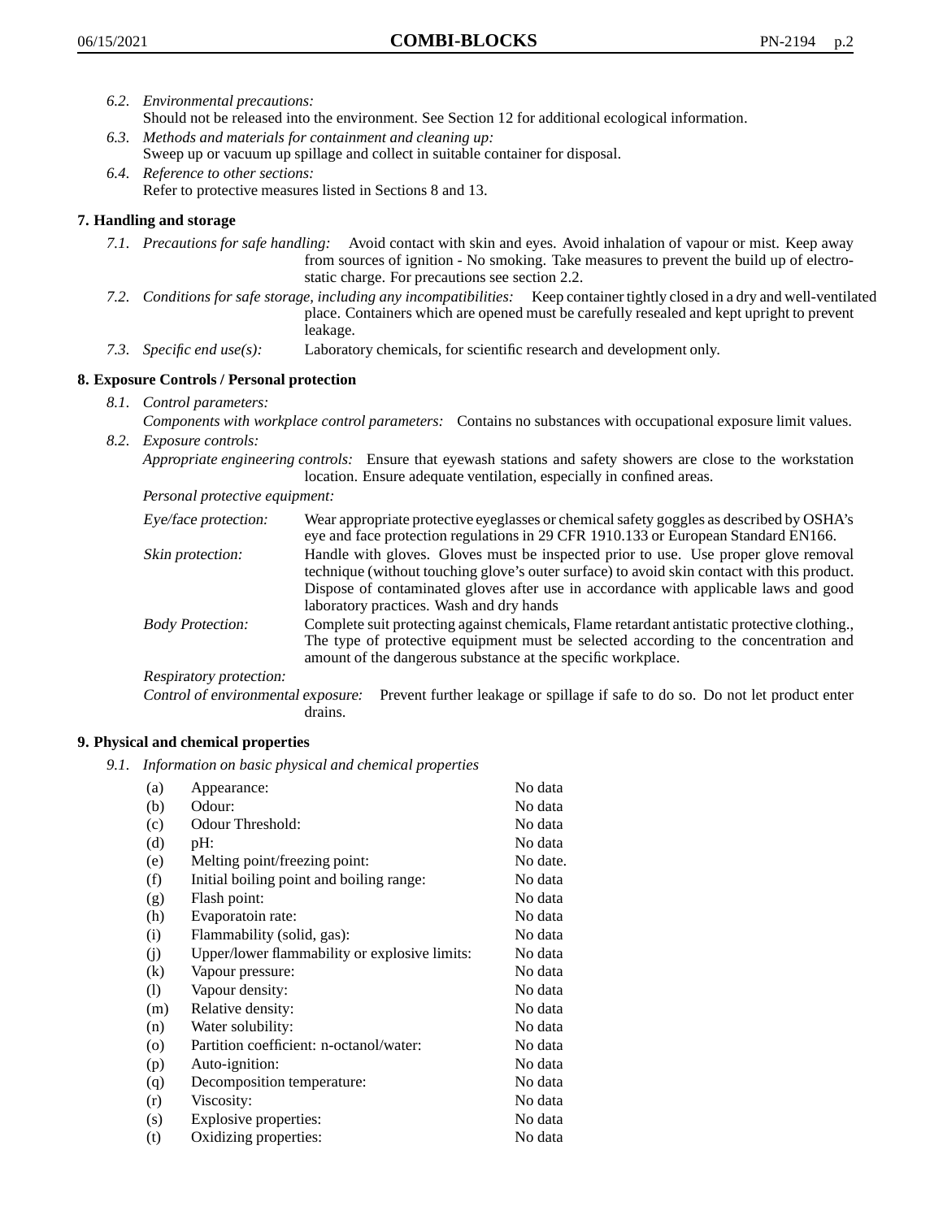*6.2. Environmental precautions:*
Should not be released into the environment. See Section 12 for additional ecological information.

*6.3. Methods and materials for containment and cleaning up:*
Sweep up or vacuum up spillage and collect in suitable container for disposal.

*6.4. Reference to other sections:*
Refer to protective measures listed in Sections 8 and 13.

## 7. Handling and storage

*7.1. Precautions for safe handling:* Avoid contact with skin and eyes. Avoid inhalation of vapour or mist. Keep away from sources of ignition - No smoking. Take measures to prevent the build up of electrostatic charge. For precautions see section 2.2.

*7.2. Conditions for safe storage, including any incompatibilities:* Keep container tightly closed in a dry and well-ventilated place. Containers which are opened must be carefully resealed and kept upright to prevent leakage.

*7.3. Specific end use(s):* Laboratory chemicals, for scientific research and development only.

## 8. Exposure Controls / Personal protection

*8.1. Control parameters:*
*Components with workplace control parameters:* Contains no substances with occupational exposure limit values.

*8.2. Exposure controls:*
*Appropriate engineering controls:* Ensure that eyewash stations and safety showers are close to the workstation location. Ensure adequate ventilation, especially in confined areas.

*Personal protective equipment:*

*Eye/face protection:* Wear appropriate protective eyeglasses or chemical safety goggles as described by OSHA's eye and face protection regulations in 29 CFR 1910.133 or European Standard EN166.

*Skin protection:* Handle with gloves. Gloves must be inspected prior to use. Use proper glove removal technique (without touching glove's outer surface) to avoid skin contact with this product. Dispose of contaminated gloves after use in accordance with applicable laws and good laboratory practices. Wash and dry hands

*Body Protection:* Complete suit protecting against chemicals, Flame retardant antistatic protective clothing., The type of protective equipment must be selected according to the concentration and amount of the dangerous substance at the specific workplace.

*Respiratory protection:*

*Control of environmental exposure:* Prevent further leakage or spillage if safe to do so. Do not let product enter drains.

## 9. Physical and chemical properties

*9.1. Information on basic physical and chemical properties*

| | | |
|---|---|---|
| (a) | Appearance: | No data |
| (b) | Odour: | No data |
| (c) | Odour Threshold: | No data |
| (d) | pH: | No data |
| (e) | Melting point/freezing point: | No date. |
| (f) | Initial boiling point and boiling range: | No data |
| (g) | Flash point: | No data |
| (h) | Evaporatoin rate: | No data |
| (i) | Flammability (solid, gas): | No data |
| (j) | Upper/lower flammability or explosive limits: | No data |
| (k) | Vapour pressure: | No data |
| (l) | Vapour density: | No data |
| (m) | Relative density: | No data |
| (n) | Water solubility: | No data |
| (o) | Partition coefficient: n-octanol/water: | No data |
| (p) | Auto-ignition: | No data |
| (q) | Decomposition temperature: | No data |
| (r) | Viscosity: | No data |
| (s) | Explosive properties: | No data |
| (t) | Oxidizing properties: | No data |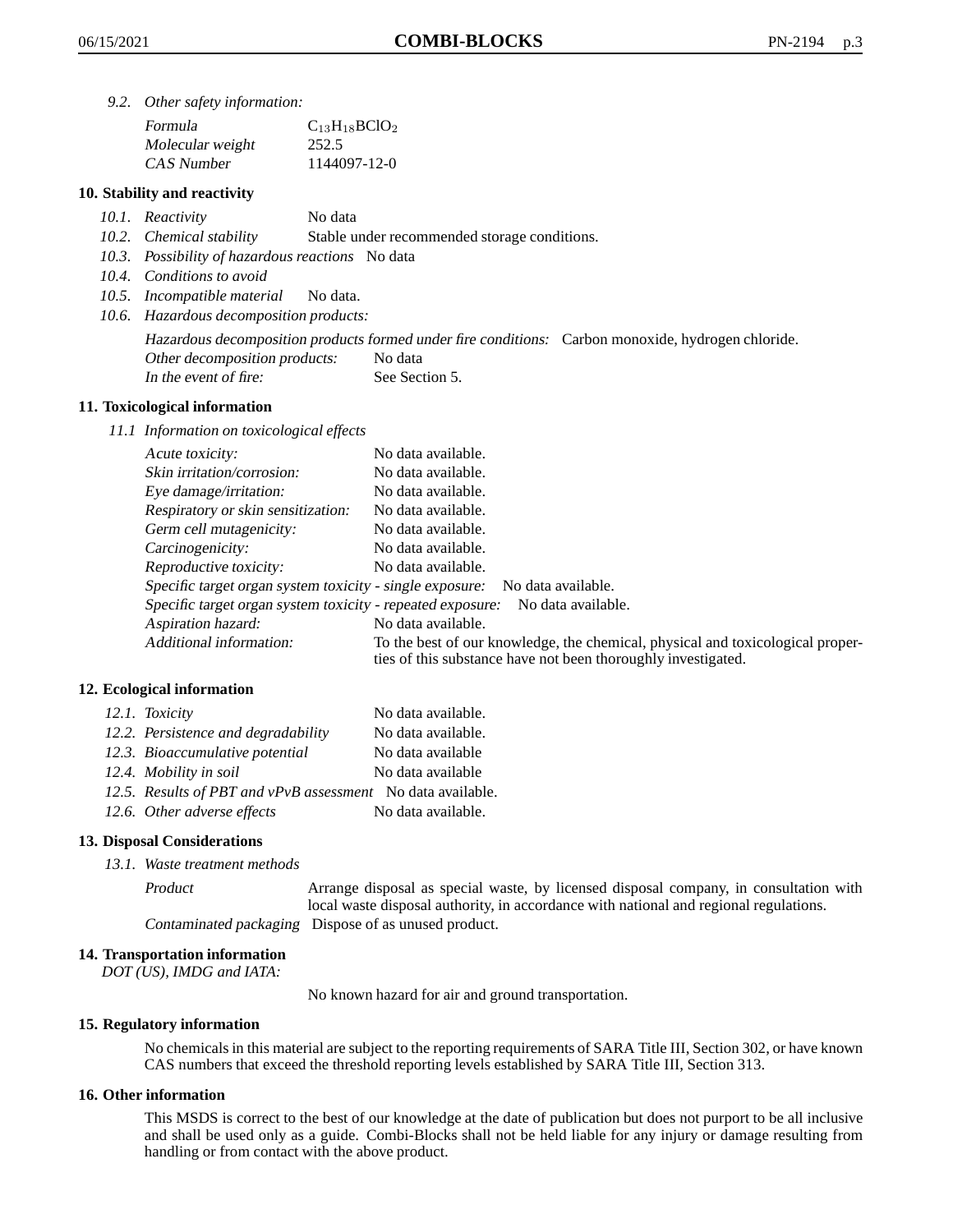*9.2. Other safety information:*

| | |
|---|---|
| *Formula* | $C_{13}H_{18}BClO_2$ |
| *Molecular weight* | 252.5 |
| *CAS Number* | 1144097-12-0 |

## 10. Stability and reactivity

*10.1. Reactivity* No data

*10.2. Chemical stability* Stable under recommended storage conditions.

*10.3. Possibility of hazardous reactions* No data

*10.4. Conditions to avoid*

*10.5. Incompatible material* No data.

*10.6. Hazardous decomposition products:*

*Hazardous decomposition products formed under fire conditions:* Carbon monoxide, hydrogen chloride.

*Other decomposition products:* No data

*In the event of fire:* See Section 5.

## 11. Toxicological information

*11.1 Information on toxicological effects*

| | |
|---|---|
| *Acute toxicity:* | No data available. |
| *Skin irritation/corrosion:* | No data available. |
| *Eye damage/irritation:* | No data available. |
| *Respiratory or skin sensitization:* | No data available. |
| *Germ cell mutagenicity:* | No data available. |
| *Carcinogenicity:* | No data available. |
| *Reproductive toxicity:* | No data available. |
| *Specific target organ system toxicity - single exposure:* | No data available. |
| *Specific target organ system toxicity - repeated exposure:* | No data available. |
| *Aspiration hazard:* | No data available. |
| *Additional information:* | To the best of our knowledge, the chemical, physical and toxicological properties of this substance have not been thoroughly investigated. |

## 12. Ecological information

| | |
|---|---|
| *12.1. Toxicity* | No data available. |
| *12.2. Persistence and degradability* | No data available. |
| *12.3. Bioaccumulative potential* | No data available |
| *12.4. Mobility in soil* | No data available |
| *12.5. Results of PBT and vPvB assessment* | No data available. |
| *12.6. Other adverse effects* | No data available. |

## 13. Disposal Considerations

*13.1. Waste treatment methods*

*Product* Arrange disposal as special waste, by licensed disposal company, in consultation with local waste disposal authority, in accordance with national and regional regulations.

*Contaminated packaging* Dispose of as unused product.

## 14. Transportation information

*DOT (US), IMDG and IATA:*

No known hazard for air and ground transportation.

## 15. Regulatory information

No chemicals in this material are subject to the reporting requirements of SARA Title III, Section 302, or have known CAS numbers that exceed the threshold reporting levels established by SARA Title III, Section 313.

## 16. Other information

This MSDS is correct to the best of our knowledge at the date of publication but does not purport to be all inclusive and shall be used only as a guide. Combi-Blocks shall not be held liable for any injury or damage resulting from handling or from contact with the above product.